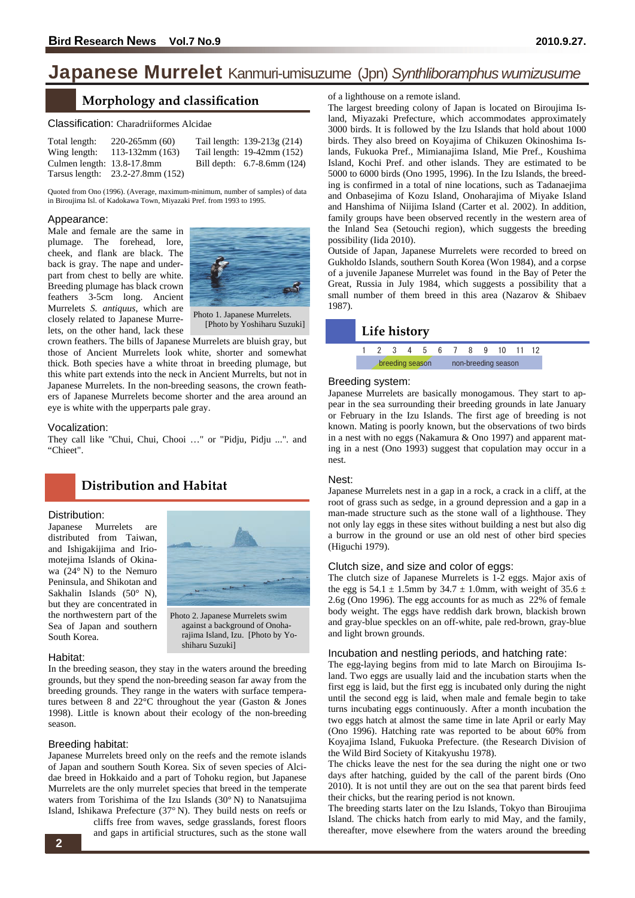# Japanese Murrelet Kanmuri-umisuzume (Jpn) *Synthliboramphus wumizusume*

## Morphology and classification

### Classification: Charadriiformes Alcidae

| | | | |
|---|---|---|---|
| Total length: | 220-265mm (60) | Tail length: | 139-213g (214) |
| Wing length: | 113-132mm (163) | Tail length: | 19-42mm (152) |
| Culmen length: | 13.8-17.8mm | Bill depth: | 6.7-8.6mm (124) |
| Tarsus length: | 23.2-27.8mm (152) | | |

Quoted from Ono (1996). (Average, maximum-minimum, number of samples) of data in Biroujima Isl. of Kadokawa Town, Miyazaki Pref. from 1993 to 1995.

### Appearance:

Male and female are the same in plumage. The forehead, lore, cheek, and flank are black. The back is gray. The nape and underpart from chest to belly are white. Breeding plumage has black crown feathers 3-5cm long. Ancient Murrelets *S. antiquus*, which are closely related to Japanese Murrelets, on the other hand, lack these crown feathers. The bills of Japanese Murrelets are bluish gray, but those of Ancient Murrelets look white, shorter and somewhat thick. Both species have a white throat in breeding plumage, but this white part extends into the neck in Ancient Murrelts, but not in Japanese Murrelets. In the non-breeding seasons, the crown feathers of Japanese Murrelets become shorter and the area around an eye is white with the upperparts pale gray.

Photo 1. Japanese Murrelets. [Photo by Yoshiharu Suzuki]

### Vocalization:

They call like "Chui, Chui, Chooi …" or "Pidju, Pidju ...". and "Chieet".

## Distribution and Habitat

### Distribution:

Japanese Murrelets are distributed from Taiwan, and Ishigakijima and Iriomotejima Islands of Okinawa (24° N) to the Nemuro Peninsula, and Shikotan and Sakhalin Islands (50° N), but they are concentrated in the northwestern part of the Sea of Japan and southern South Korea.

Photo 2. Japanese Murrelets swim against a background of Onoharajima Island, Izu. [Photo by Yoshiharu Suzuki]

### Habitat:

In the breeding season, they stay in the waters around the breeding grounds, but they spend the non-breeding season far away from the breeding grounds. They range in the waters with surface temperatures between 8 and 22°C throughout the year (Gaston & Jones 1998). Little is known about their ecology of the non-breeding season.

### Breeding habitat:

Japanese Murrelets breed only on the reefs and the remote islands of Japan and southern South Korea. Six of seven species of Alcidae breed in Hokkaido and a part of Tohoku region, but Japanese Murrelets are the only murrelet species that breed in the temperate waters from Torishima of the Izu Islands (30° N) to Nanatsujima Island, Ishikawa Prefecture (37° N). They build nests on reefs or cliffs free from waves, sedge grasslands, forest floors and gaps in artificial structures, such as the stone wall of a lighthouse on a remote island.

The largest breeding colony of Japan is located on Biroujima Island, Miyazaki Prefecture, which accommodates approximately 3000 birds. It is followed by the Izu Islands that hold about 1000 birds. They also breed on Koyajima of Chikuzen Okinoshima Islands, Fukuoka Pref., Mimianajima Island, Mie Pref., Koushima Island, Kochi Pref. and other islands. They are estimated to be 5000 to 6000 birds (Ono 1995, 1996). In the Izu Islands, the breeding is confirmed in a total of nine locations, such as Tadanaejima and Onbasejima of Kozu Island, Onoharajima of Miyake Island and Hanshima of Niijima Island (Carter et al. 2002). In addition, family groups have been observed recently in the western area of the Inland Sea (Setouchi region), which suggests the breeding possibility (Iida 2010).

Outside of Japan, Japanese Murrelets were recorded to breed on Gukholdo Islands, southern South Korea (Won 1984), and a corpse of a juvenile Japanese Murrelet was found in the Bay of Peter the Great, Russia in July 1984, which suggests a possibility that a small number of them breed in this area (Nazarov & Shibaev 1987).

## Life history

| 1 | 2 | 3 | 4 | 5 | 6 | 7 | 8 | 9 | 10 | 11 | 12 |
|---|---|---|---|---|---|---|---|---|---|---|---|
| | breeding season | | | | non-breeding season | | | | | | |

### Breeding system:

Japanese Murrelets are basically monogamous. They start to appear in the sea surrounding their breeding grounds in late January or February in the Izu Islands. The first age of breeding is not known. Mating is poorly known, but the observations of two birds in a nest with no eggs (Nakamura & Ono 1997) and apparent mating in a nest (Ono 1993) suggest that copulation may occur in a nest.

### Nest:

Japanese Murrelets nest in a gap in a rock, a crack in a cliff, at the root of grass such as sedge, in a ground depression and a gap in a man-made structure such as the stone wall of a lighthouse. They not only lay eggs in these sites without building a nest but also dig a burrow in the ground or use an old nest of other bird species (Higuchi 1979).

### Clutch size, and size and color of eggs:

The clutch size of Japanese Murrelets is 1-2 eggs. Major axis of the egg is $54.1 \pm 1.5$mm by $34.7 \pm 1.0$mm, with weight of $35.6 \pm 2.6$g (Ono 1996). The egg accounts for as much as 22% of female body weight. The eggs have reddish dark brown, blackish brown and gray-blue speckles on an off-white, pale red-brown, gray-blue and light brown grounds.

### Incubation and nestling periods, and hatching rate:

The egg-laying begins from mid to late March on Biroujima Island. Two eggs are usually laid and the incubation starts when the first egg is laid, but the first egg is incubated only during the night until the second egg is laid, when male and female begin to take turns incubating eggs continuously. After a month incubation the two eggs hatch at almost the same time in late April or early May (Ono 1996). Hatching rate was reported to be about 60% from Koyajima Island, Fukuoka Prefecture. (the Research Division of the Wild Bird Society of Kitakyushu 1978).

The chicks leave the nest for the sea during the night one or two days after hatching, guided by the call of the parent birds (Ono 2010). It is not until they are out on the sea that parent birds feed their chicks, but the rearing period is not known.

The breeding starts later on the Izu Islands, Tokyo than Biroujima Island. The chicks hatch from early to mid May, and the family, thereafter, move elsewhere from the waters around the breeding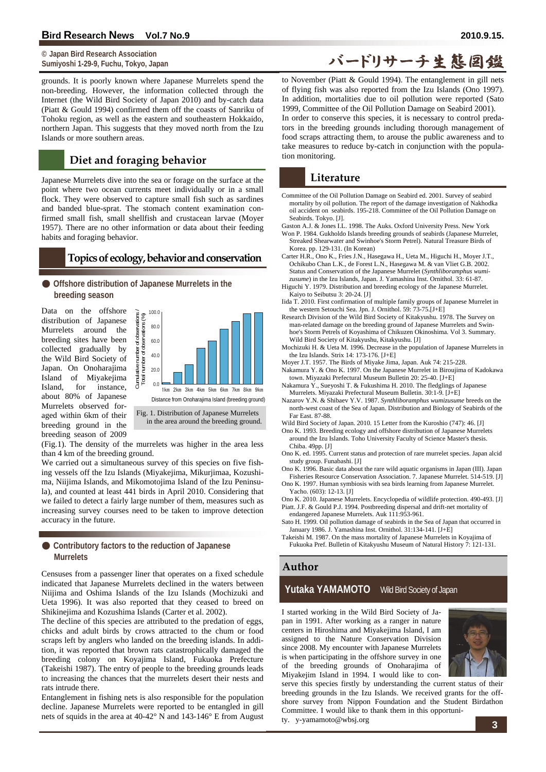grounds. It is poorly known where Japanese Murrelets spend the non-breeding. However, the information collected through the Internet (the Wild Bird Society of Japan 2010) and by-catch data (Piatt & Gould 1994) confirmed them off the coasts of Sanriku of Tohoku region, as well as the eastern and southeastern Hokkaido, northern Japan. This suggests that they moved north from the Izu Islands or more southern areas.

## Diet and foraging behavior

Japanese Murrelets dive into the sea or forage on the surface at the point where two ocean currents meet individually or in a small flock. They were observed to capture small fish such as sardines and banded blue-sprat. The stomach content examination confirmed small fish, small shellfish and crustacean larvae (Moyer 1957). There are no other information or data about their feeding habits and foraging behavior.

## Topics of ecology, behavior and conservation

### Offshore distribution of Japanese Murrelets in the breeding season

Data on the offshore distribution of Japanese Murrelets around the breeding sites have been collected gradually by the Wild Bird Society of Japan. On Onoharajima Island of Miyakejima Island, for instance, about 80% of Japanese Murrelets observed foraged within 6km of their breeding ground in the breeding season of 2009 (Fig.1). The density of the murrelets was higher in the area less than 4 km of the breeding ground.

Cumulative number of observations / Total number of observations (%)
100.0
80.0
60.0
40.0
20.0
0.0
1km 2km 3km 4km 5km 6km 7km 8km 9km
Distance from Onoharajima Island (breeding ground)

Fig. 1. Distribution of Japanese Murrelets in the area around the breeding ground.

We carried out a simultaneous survey of this species on five fishing vessels off the Izu Islands (Miyakejima, Mikurjimaa, Kozushima, Niijima Islands, and Mikomotojima Island of the Izu Peninsula), and counted at least 441 birds in April 2010. Considering that we failed to detect a fairly large number of them, measures such as increasing survey courses need to be taken to improve detection accuracy in the future.

### Contributory factors to the reduction of Japanese Murrelets

Censuses from a passenger liner that operates on a fixed schedule indicated that Japanese Murrelets declined in the waters between Niijima and Oshima Islands of the Izu Islands (Mochizuki and Ueta 1996). It was also reported that they ceased to breed on Shikinejima and Kozushima Islands (Carter et al. 2002).

The decline of this species are attributed to the predation of eggs, chicks and adult birds by crows attracted to the chum or food scraps left by anglers who landed on the breeding islands. In addition, it was reported that brown rats catastrophically damaged the breeding colony on Koyajima Island, Fukuoka Prefecture (Takeishi 1987). The entry of people to the breeding grounds leads to increasing the chances that the murrelets desert their nests and rats intrude there.

Entanglement in fishing nets is also responsible for the population decline. Japanese Murrelets were reported to be entangled in gill nets of squids in the area at 40-42° N and 143-146° E from August to November (Piatt & Gould 1994). The entanglement in gill nets of flying fish was also reported from the Izu Islands (Ono 1997). In addition, mortalities due to oil pollution were reported (Sato 1999, Committee of the Oil Pollution Damage on Seabird 2001).

In order to conserve this species, it is necessary to control predators in the breeding grounds including thorough management of food scraps attracting them, to arouse the public awareness and to take measures to reduce by-catch in conjunction with the population monitoring.

## Literature

Committee of the Oil Pollution Damage on Seabird ed. 2001. Survey of seabird mortality by oil pollution. The report of the damage investigation of Nakhodka oil accident on seabirds. 195-218. Committee of the Oil Pollution Damage on Seabirds. Tokyo. [J].

Gaston A.J. & Jones I.L. 1998. The Auks. Oxford University Press. New York

Won P. 1984. Gukholdo Islands breeding grounds of seabirds (Japanese Murrelet, Streaked Shearwater and Swinhoe's Storm Petrel). Natural Treasure Birds of Korea. pp. 129-131. (In Korean)

Carter H.R., Ono K., Fries J.N., Hasegawa H., Ueta M., Higuchi H., Moyer J.T., Ochikubo Chan L.K., de Forest L.N., Hasegawa M. & van Vliet G.B. 2002. Status and Conservation of the Japanese Murrelet (*Synthliboramphus wumizusume*) in the Izu Islands, Japan. J. Yamashina Inst. Ornithol. 33: 61-87.

Higuchi Y. 1979. Distribution and breeding ecology of the Japanese Murrelet. Kaiyo to Seibutsu 3: 20-24. [J]

Iida T. 2010. First confirmation of multiple family groups of Japanese Murrelet in the western Setouchi Sea. Jpn. J. Ornithol. 59: 73-75.[J+E]

Research Division of the Wild Bird Society of Kitakyushu. 1978. The Survey on man-related damage on the breeding ground of Japanese Murrelets and Swinhoe's Storm Petrels of Koyashima of Chikuzen Okinoshima. Vol 3. Summary. Wild Bird Society of Kitakyushu, Kitakyushu. [J]

Mochizuki H. & Ueta M. 1996. Decrease in the population of Japanese Murrelets in the Izu Islands. Strix 14: 173-176. [J+E]

Moyer J.T. 1957. The Birds of Miyake Jima, Japan. Auk 74: 215-228.

Nakamura Y. & Ono K. 1997. On the Japanese Murrelet in Biroujima of Kadokawa town. Miyazaki Prefectural Museum Bulletin 20: 25-40. [J+E]

Nakamura Y., Sueyoshi T. & Fukushima H. 2010. The fledglings of Japanese Murrelets. Miyazaki Prefectural Museum Bulletin. 30:1-9. [J+E]

Nazarov Y.N. & Shibaev Y.V. 1987. *Synthliboramphus wumizusume* breeds on the north-west coast of the Sea of Japan. Distribution and Biology of Seabirds of the Far East. 87-88.

Wild Bird Society of Japan. 2010. 15 Letter from the Kuroshio (747): 46. [J]

Ono K. 1993. Breeding ecology and offshore distribution of Japanese Murrelets around the Izu Islands. Toho University Faculty of Science Master's thesis. Chiba. 49pp. [J]

Ono K. ed. 1995. Current status and protection of rare murrelet species. Japan alcid study group. Funabashi. [J]

Ono K. 1996. Basic data about the rare wild aquatic organisms in Japan (III). Japan Fisheries Resource Conservation Association. 7. Japanese Murrelet. 514-519. [J]

Ono K. 1997. Human symbiosis with sea birds learning from Japanese Murrelet. Yacho. (603): 12-13. [J]

Ono K. 2010. Japanese Murrelets. Encyclopedia of wildlife protection. 490-493. [J]

Piatt. J.F. & Gould P.J. 1994. Postbreeding dispersal and drift-net mortality of endangered Japanese Murrelets. Auk 111:953-961.

Sato H. 1999. Oil pollution damage of seabirds in the Sea of Japan that occurred in January 1986. J. Yamashina Inst. Ornithol. 31:134-141. [J+E]

Takeishi M. 1987. On the mass mortality of Japanese Murrelets in Koyajima of Fukuoka Pref. Bulletin of Kitakyushu Museum of Natural History 7: 121-131.

## Author

### Yutaka YAMAMOTO Wild Bird Society of Japan

I started working in the Wild Bird Society of Japan in 1991. After working as a ranger in nature centers in Hiroshima and Miyakejima Island, I am assigned to the Nature Conservation Division since 2008. My encounter with Japanese Murrelets is when participating in the offshore survey in one of the breeding grounds of Onoharajima of Miyakejim Island in 1994. I would like to conserve this species firstly by understanding the current status of their breeding grounds in the Izu Islands. We received grants for the offshore survey from Nippon Foundation and the Student Birdathon Committee. I would like to thank them in this opportunity. y-yamamoto@wbsj.org